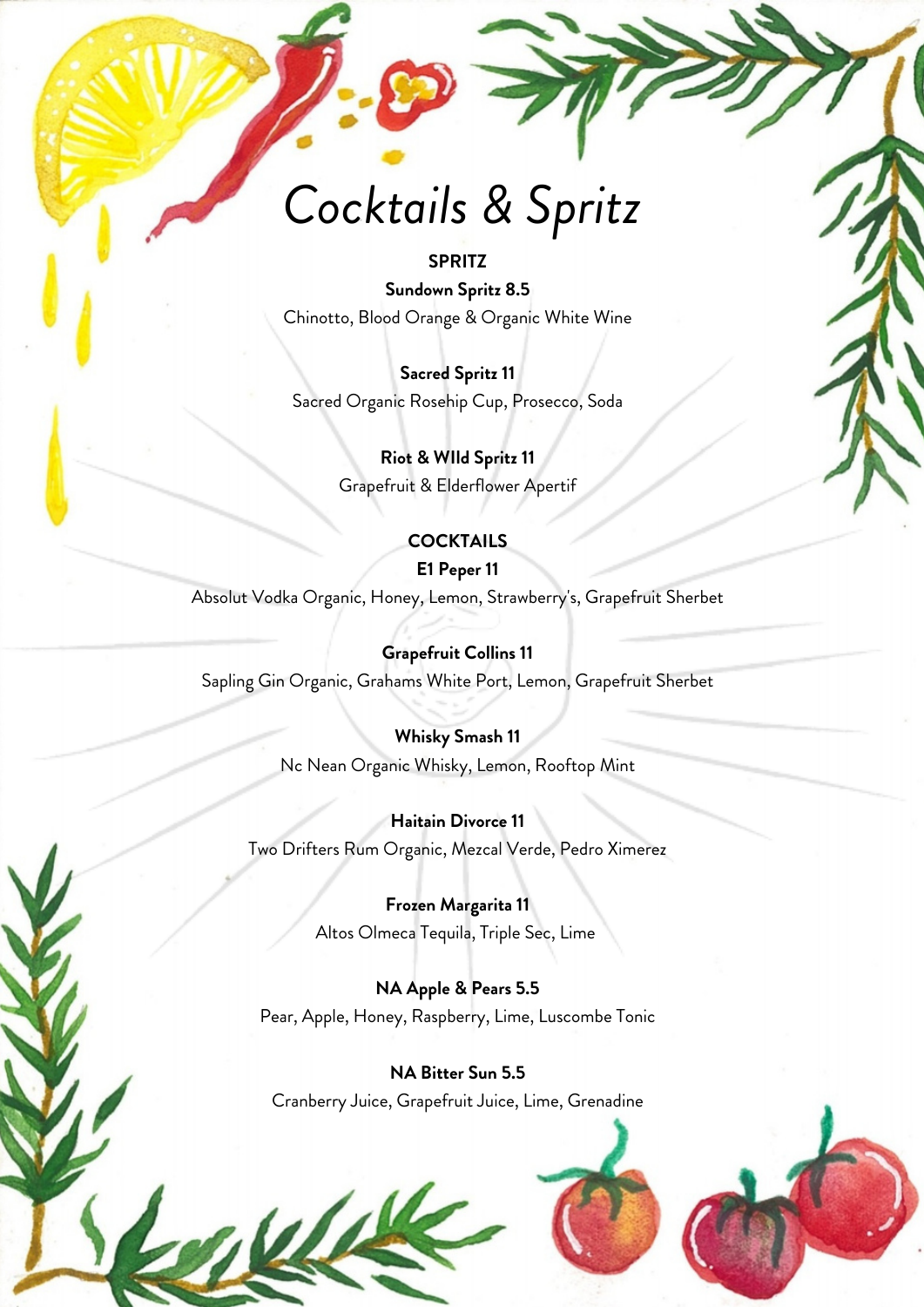# Cocktails & Spritz

## SPRITZ

**Sundown Spritz 8.5**
Chinotto, Blood Orange & Organic White Wine

**Sacred Spritz 11**
Sacred Organic Rosehip Cup, Prosecco, Soda

**Riot & WIld Spritz 11**
Grapefruit & Elderflower Apertif

## COCKTAILS

**E1 Peper 11**
Absolut Vodka Organic, Honey, Lemon, Strawberry's, Grapefruit Sherbet

**Grapefruit Collins 11**
Sapling Gin Organic, Grahams White Port, Lemon, Grapefruit Sherbet

**Whisky Smash 11**
Nc Nean Organic Whisky, Lemon, Rooftop Mint

**Haitain Divorce 11**
Two Drifters Rum Organic, Mezcal Verde, Pedro Ximerez

**Frozen Margarita 11**
Altos Olmeca Tequila, Triple Sec, Lime

**NA Apple & Pears 5.5**
Pear, Apple, Honey, Raspberry, Lime, Luscombe Tonic

**NA Bitter Sun 5.5**
Cranberry Juice, Grapefruit Juice, Lime, Grenadine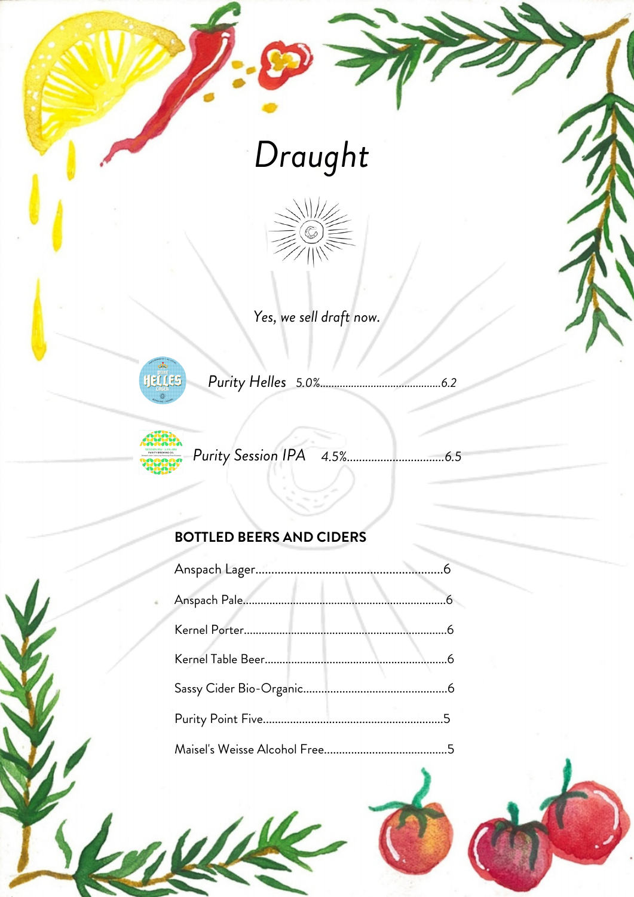# *Draught*

*Yes, we sell draft now.*

*Purity Helles 5.0%..........................................6.2*

*Purity Session IPA 4.5%................................6.5*

## BOTTLED BEERS AND CIDERS

Anspach Lager..........................................................6

Anspach Pale...................................................................6

Kernel Porter...................................................................6

Kernel Table Beer............................................................6

Sassy Cider Bio-Organic................................................6

Purity Point Five..........................................................5

Maisel's Weisse Alcohol Free........................................5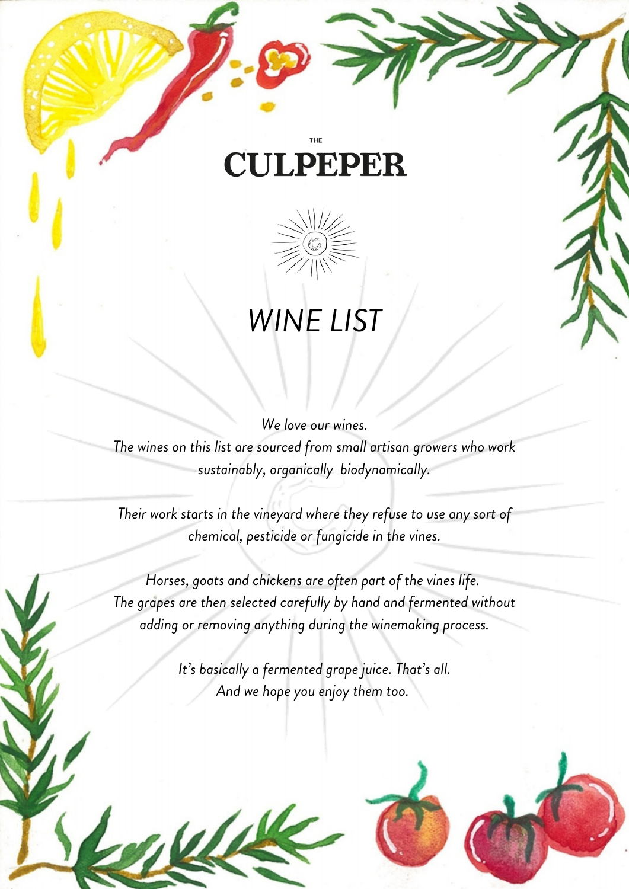THE

# CULPEPER

## *WINE LIST*

*We love our wines.*
*The wines on this list are sourced from small artisan growers who work sustainably, organically  biodynamically.*

*Their work starts in the vineyard where they refuse to use any sort of chemical, pesticide or fungicide in the vines.*

*Horses, goats and chickens are often part of the vines life.*
*The grapes are then selected carefully by hand and fermented without adding or removing anything during the winemaking process.*

*It's basically a fermented grape juice. That's all.*
*And we hope you enjoy them too.*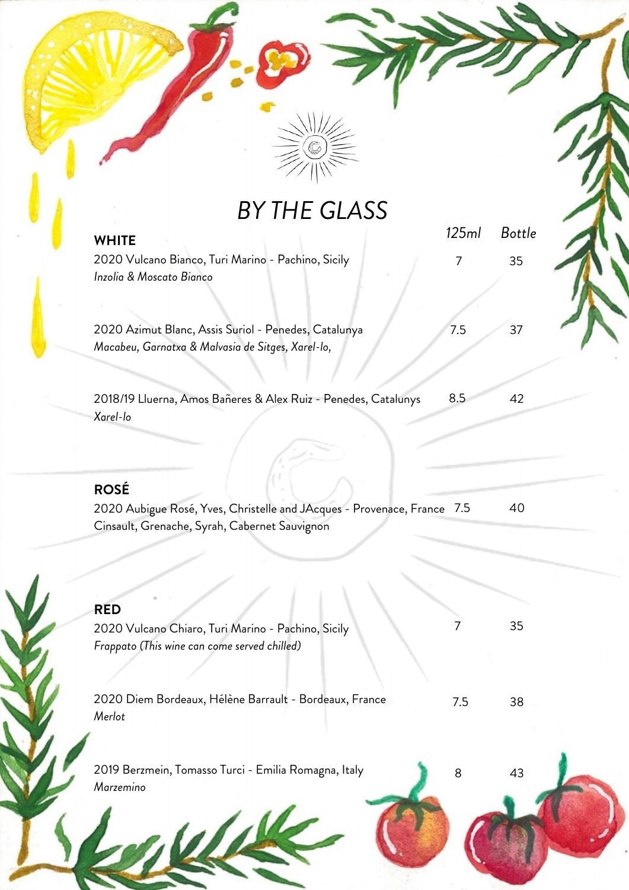# *BY THE GLASS*

| **WHITE** | *125ml* | *Bottle* |
|---|---|---|
| 2020 Vulcano Bianco, Turi Marino - Pachino, Sicily<br>*Inzolia & Moscato Bianco* | 7 | 35 |
| 2020 Azimut Blanc, Assis Suriol - Penedes, Catalunya<br>*Macabeu, Garnatxa & Malvasia de Sitges, Xarel-lo,* | 7.5 | 37 |
| 2018/19 Lluerna, Amos Bañeres & Alex Ruiz - Penedes, Catalunys<br>*Xarel-lo* | 8.5 | 42 |

| **ROSÉ** | | |
|---|---|---|
| 2020 Aubigue Rosé, Yves, Christelle and JAcques - Provenace, France<br>Cinsault, Grenache, Syrah, Cabernet Sauvignon | 7.5 | 40 |

| **RED** | | |
|---|---|---|
| 2020 Vulcano Chiaro, Turi Marino - Pachino, Sicily<br>*Frappato (This wine can come served chilled)* | 7 | 35 |
| 2020 Diem Bordeaux, Hélène Barrault - Bordeaux, France<br>*Merlot* | 7.5 | 38 |
| 2019 Berzmein, Tomasso Turci - Emilia Romagna, Italy<br>*Marzemino* | 8 | 43 |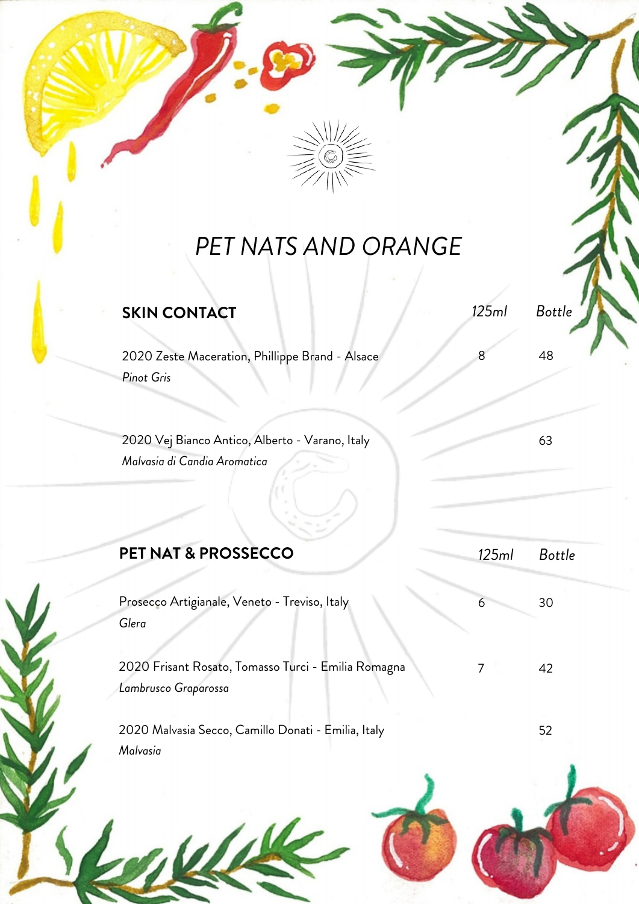# *PET NATS AND ORANGE*

| **SKIN CONTACT** | *125ml* | *Bottle* |
|---|---|---|
| 2020 Zeste Maceration, Phillippe Brand - Alsace<br>*Pinot Gris* | 8 | 48 |
| 2020 Vej Bianco Antico, Alberto - Varano, Italy<br>*Malvasia di Candia Aromatica* | | 63 |

| **PET NAT & PROSSECCO** | *125ml* | *Bottle* |
|---|---|---|
| Prosecco Artigianale, Veneto - Treviso, Italy<br>*Glera* | 6 | 30 |
| 2020 Frisant Rosato, Tomasso Turci - Emilia Romagna<br>*Lambrusco Graparossa* | 7 | 42 |
| 2020 Malvasia Secco, Camillo Donati - Emilia, Italy<br>*Malvasia* | | 52 |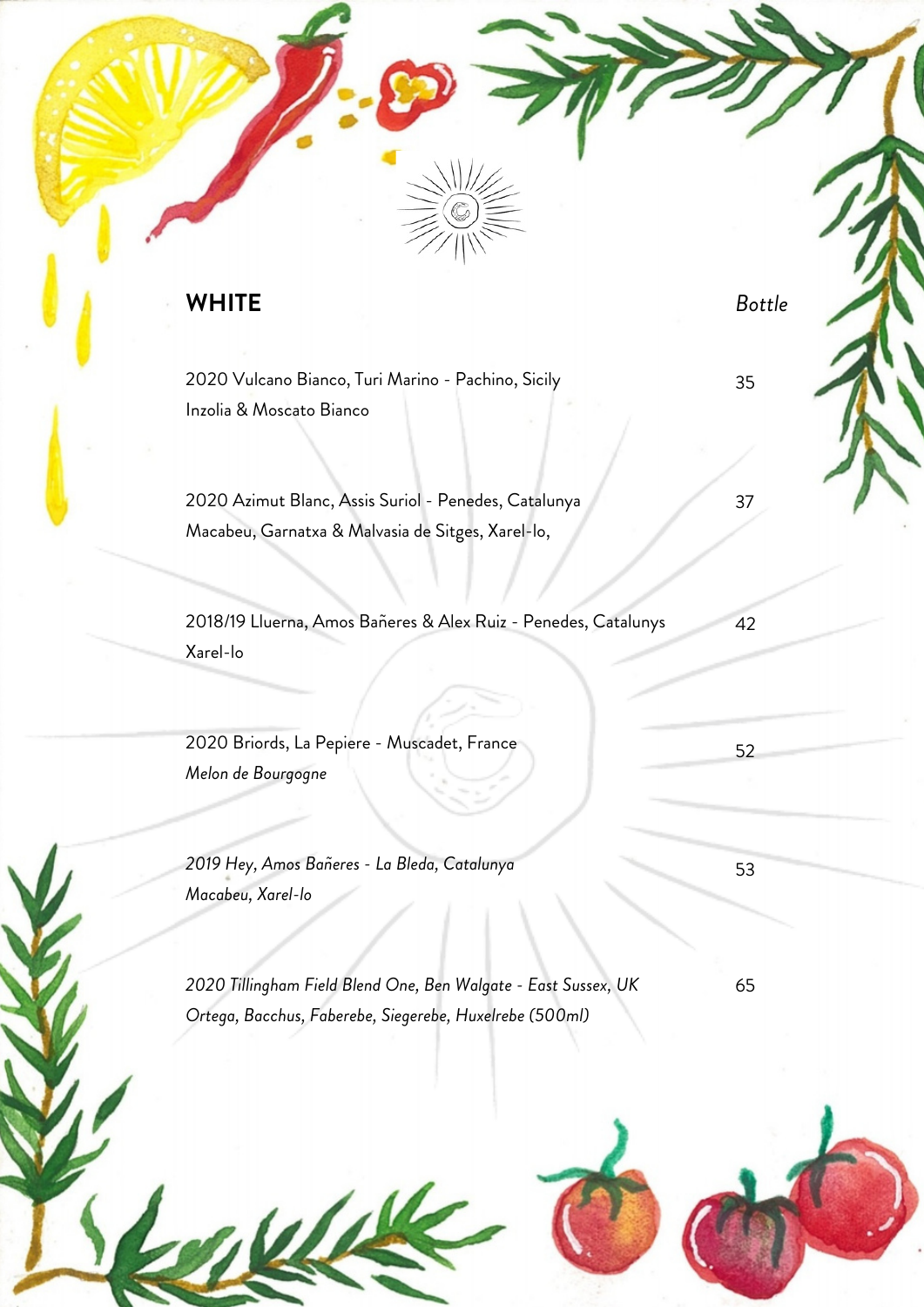## WHITE

| | *Bottle* |
|---|---|
| 2020 Vulcano Bianco, Turi Marino - Pachino, Sicily<br>Inzolia & Moscato Bianco | 35 |
| 2020 Azimut Blanc, Assis Suriol - Penedes, Catalunya<br>Macabeu, Garnatxa & Malvasia de Sitges, Xarel-lo, | 37 |
| 2018/19 Lluerna, Amos Bañeres & Alex Ruiz - Penedes, Catalunys<br>Xarel-lo | 42 |
| 2020 Briords, La Pepiere - Muscadet, France<br>*Melon de Bourgogne* | 52 |
| *2019 Hey, Amos Bañeres - La Bleda, Catalunya*<br>*Macabeu, Xarel-lo* | 53 |
| *2020 Tillingham Field Blend One, Ben Walgate - East Sussex, UK*<br>*Ortega, Bacchus, Faberebe, Siegerebe, Huxelrebe (500ml)* | 65 |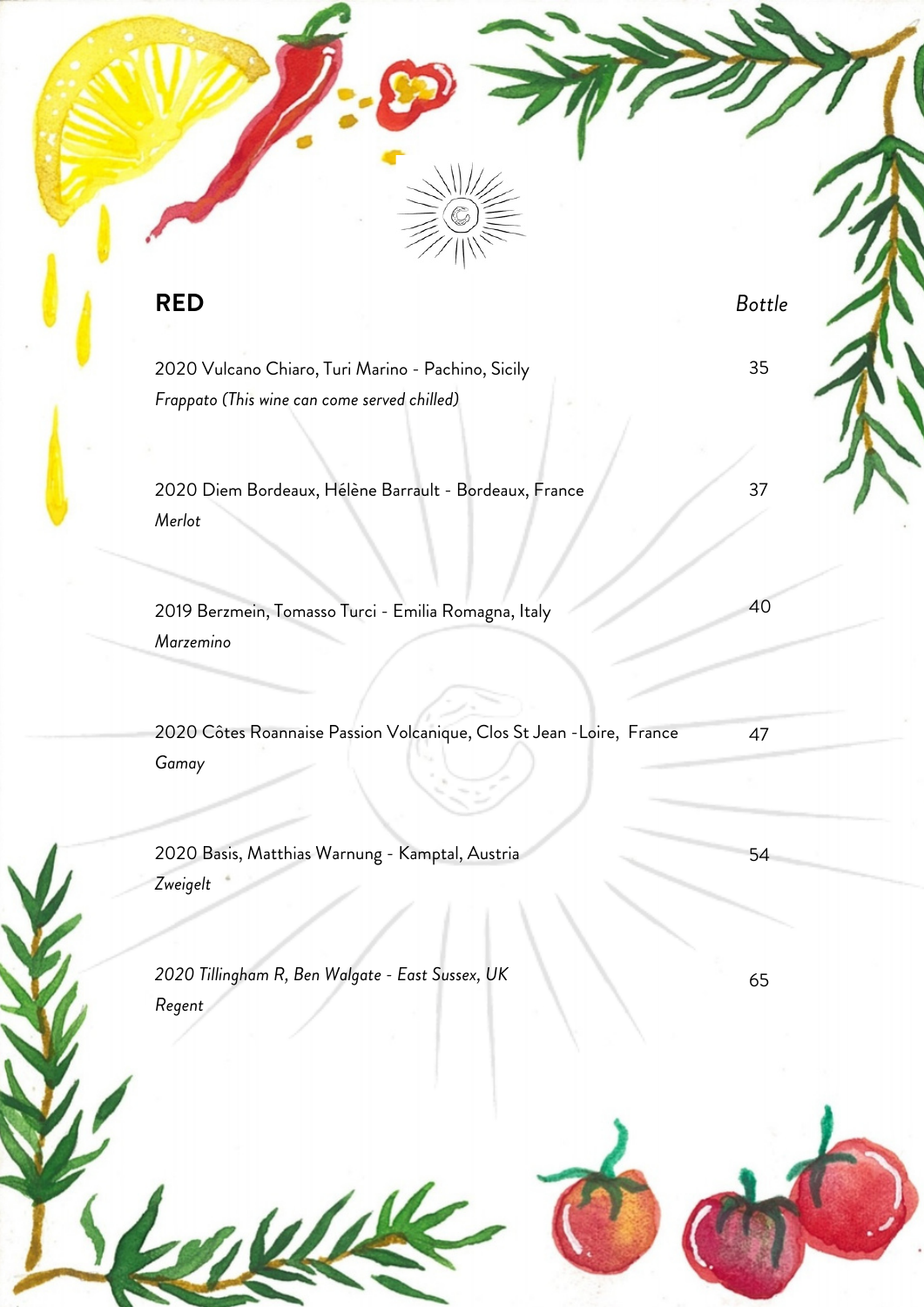## RED

| | Bottle |
|---|---|
| 2020 Vulcano Chiaro, Turi Marino - Pachino, Sicily<br>*Frappato (This wine can come served chilled)* | 35 |
| 2020 Diem Bordeaux, Hélène Barrault - Bordeaux, France<br>*Merlot* | 37 |
| 2019 Berzmein, Tomasso Turci - Emilia Romagna, Italy<br>*Marzemino* | 40 |
| 2020 Côtes Roannaise Passion Volcanique, Clos St Jean -Loire, France<br>*Gamay* | 47 |
| 2020 Basis, Matthias Warnung - Kamptal, Austria<br>*Zweigelt* | 54 |
| *2020 Tillingham R, Ben Walgate - East Sussex, UK*<br>*Regent* | 65 |